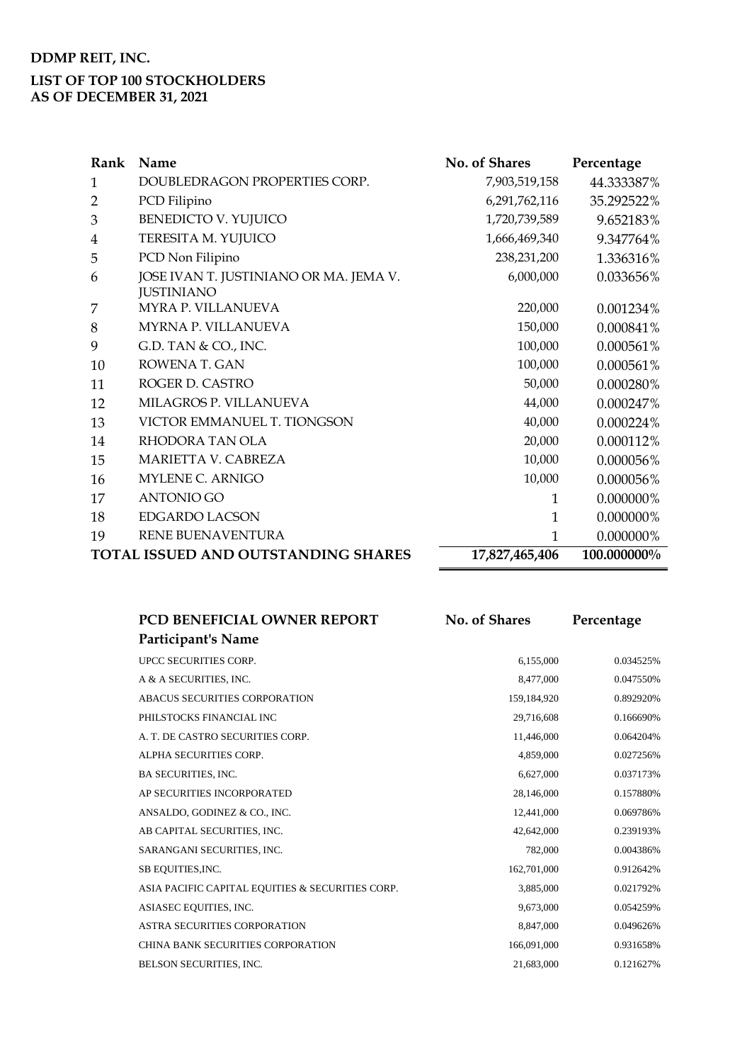**DDMP REIT, INC.**

**LIST OF TOP 100 STOCKHOLDERS**
**AS OF DECEMBER 31, 2021**

| Rank | Name | No. of Shares | Percentage |
|---|---|---|---|
| 1 | DOUBLEDRAGON PROPERTIES CORP. | 7,903,519,158 | 44.333387% |
| 2 | PCD Filipino | 6,291,762,116 | 35.292522% |
| 3 | BENEDICTO V. YUJUICO | 1,720,739,589 | 9.652183% |
| 4 | TERESITA M. YUJUICO | 1,666,469,340 | 9.347764% |
| 5 | PCD Non Filipino | 238,231,200 | 1.336316% |
| 6 | JOSE IVAN T. JUSTINIANO OR MA. JEMA V. JUSTINIANO | 6,000,000 | 0.033656% |
| 7 | MYRA P. VILLANUEVA | 220,000 | 0.001234% |
| 8 | MYRNA P. VILLANUEVA | 150,000 | 0.000841% |
| 9 | G.D. TAN & CO., INC. | 100,000 | 0.000561% |
| 10 | ROWENA T. GAN | 100,000 | 0.000561% |
| 11 | ROGER D. CASTRO | 50,000 | 0.000280% |
| 12 | MILAGROS P. VILLANUEVA | 44,000 | 0.000247% |
| 13 | VICTOR EMMANUEL T. TIONGSON | 40,000 | 0.000224% |
| 14 | RHODORA TAN OLA | 20,000 | 0.000112% |
| 15 | MARIETTA V. CABREZA | 10,000 | 0.000056% |
| 16 | MYLENE C. ARNIGO | 10,000 | 0.000056% |
| 17 | ANTONIO GO | 1 | 0.000000% |
| 18 | EDGARDO LACSON | 1 | 0.000000% |
| 19 | RENE BUENAVENTURA | 1 | 0.000000% |
| **TOTAL ISSUED AND OUTSTANDING SHARES** | | **17,827,465,406** | **100.000000%** |

| PCD BENEFICIAL OWNER REPORT<br>Participant's Name | No. of Shares | Percentage |
|---|---|---|
| UPCC SECURITIES CORP. | 6,155,000 | 0.034525% |
| A & A SECURITIES, INC. | 8,477,000 | 0.047550% |
| ABACUS SECURITIES CORPORATION | 159,184,920 | 0.892920% |
| PHILSTOCKS FINANCIAL INC | 29,716,608 | 0.166690% |
| A. T. DE CASTRO SECURITIES CORP. | 11,446,000 | 0.064204% |
| ALPHA SECURITIES CORP. | 4,859,000 | 0.027256% |
| BA SECURITIES, INC. | 6,627,000 | 0.037173% |
| AP SECURITIES INCORPORATED | 28,146,000 | 0.157880% |
| ANSALDO, GODINEZ & CO., INC. | 12,441,000 | 0.069786% |
| AB CAPITAL SECURITIES, INC. | 42,642,000 | 0.239193% |
| SARANGANI SECURITIES, INC. | 782,000 | 0.004386% |
| SB EQUITIES,INC. | 162,701,000 | 0.912642% |
| ASIA PACIFIC CAPITAL EQUITIES & SECURITIES CORP. | 3,885,000 | 0.021792% |
| ASIASEC EQUITIES, INC. | 9,673,000 | 0.054259% |
| ASTRA SECURITIES CORPORATION | 8,847,000 | 0.049626% |
| CHINA BANK SECURITIES CORPORATION | 166,091,000 | 0.931658% |
| BELSON SECURITIES, INC. | 21,683,000 | 0.121627% |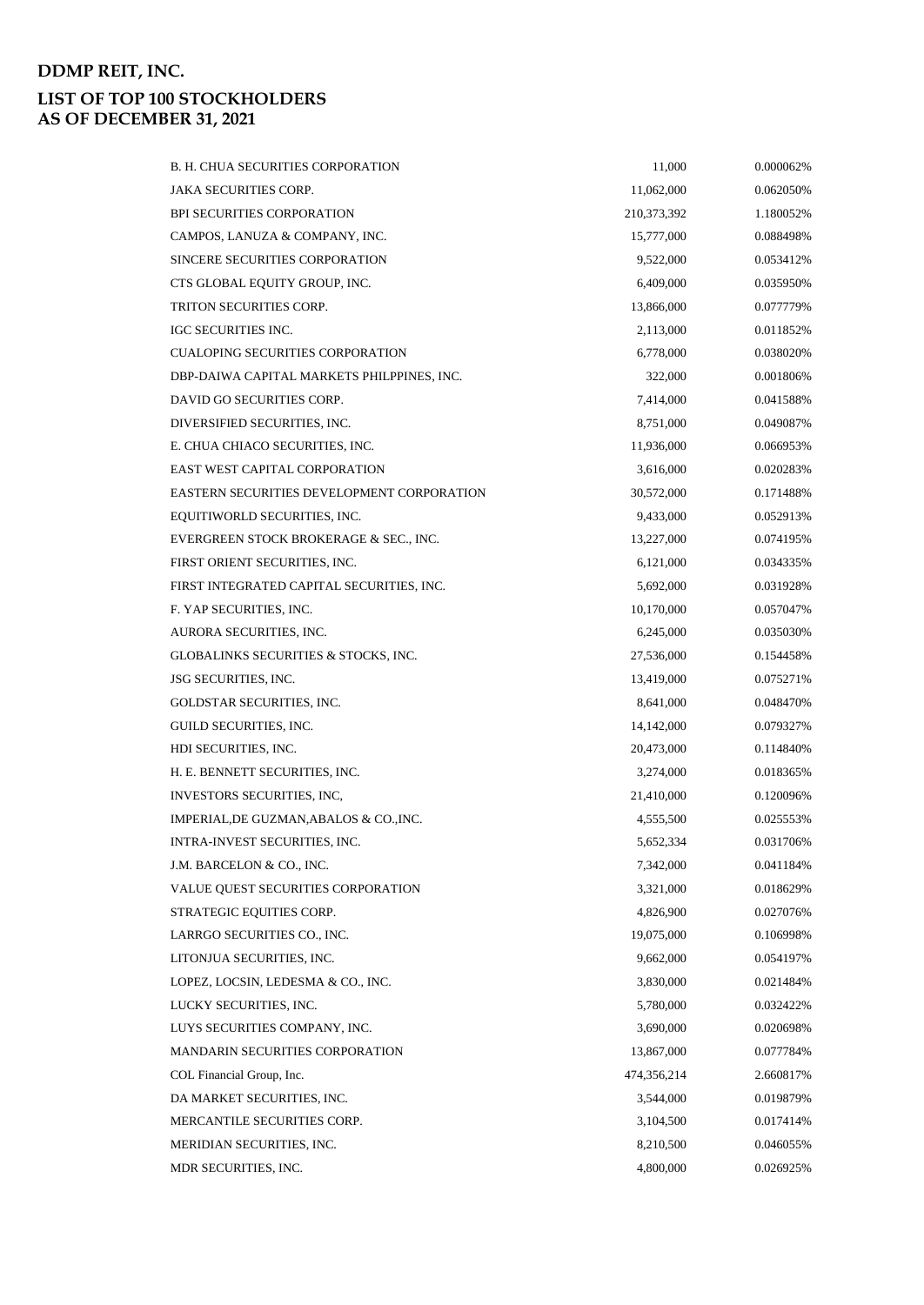# DDMP REIT, INC.

## LIST OF TOP 100 STOCKHOLDERS
## AS OF DECEMBER 31, 2021

| | | |
|---|---|---|
| B. H. CHUA SECURITIES CORPORATION | 11,000 | 0.000062% |
| JAKA SECURITIES CORP. | 11,062,000 | 0.062050% |
| BPI SECURITIES CORPORATION | 210,373,392 | 1.180052% |
| CAMPOS, LANUZA & COMPANY, INC. | 15,777,000 | 0.088498% |
| SINCERE SECURITIES CORPORATION | 9,522,000 | 0.053412% |
| CTS GLOBAL EQUITY GROUP, INC. | 6,409,000 | 0.035950% |
| TRITON SECURITIES CORP. | 13,866,000 | 0.077779% |
| IGC SECURITIES INC. | 2,113,000 | 0.011852% |
| CUALOPING SECURITIES CORPORATION | 6,778,000 | 0.038020% |
| DBP-DAIWA CAPITAL MARKETS PHILPPINES, INC. | 322,000 | 0.001806% |
| DAVID GO SECURITIES CORP. | 7,414,000 | 0.041588% |
| DIVERSIFIED SECURITIES, INC. | 8,751,000 | 0.049087% |
| E. CHUA CHIACO SECURITIES, INC. | 11,936,000 | 0.066953% |
| EAST WEST CAPITAL CORPORATION | 3,616,000 | 0.020283% |
| EASTERN SECURITIES DEVELOPMENT CORPORATION | 30,572,000 | 0.171488% |
| EQUITIWORLD SECURITIES, INC. | 9,433,000 | 0.052913% |
| EVERGREEN STOCK BROKERAGE & SEC., INC. | 13,227,000 | 0.074195% |
| FIRST ORIENT SECURITIES, INC. | 6,121,000 | 0.034335% |
| FIRST INTEGRATED CAPITAL SECURITIES, INC. | 5,692,000 | 0.031928% |
| F. YAP SECURITIES, INC. | 10,170,000 | 0.057047% |
| AURORA SECURITIES, INC. | 6,245,000 | 0.035030% |
| GLOBALINKS SECURITIES & STOCKS, INC. | 27,536,000 | 0.154458% |
| JSG SECURITIES, INC. | 13,419,000 | 0.075271% |
| GOLDSTAR SECURITIES, INC. | 8,641,000 | 0.048470% |
| GUILD SECURITIES, INC. | 14,142,000 | 0.079327% |
| HDI SECURITIES, INC. | 20,473,000 | 0.114840% |
| H. E. BENNETT SECURITIES, INC. | 3,274,000 | 0.018365% |
| INVESTORS SECURITIES, INC, | 21,410,000 | 0.120096% |
| IMPERIAL,DE GUZMAN,ABALOS & CO.,INC. | 4,555,500 | 0.025553% |
| INTRA-INVEST SECURITIES, INC. | 5,652,334 | 0.031706% |
| J.M. BARCELON & CO., INC. | 7,342,000 | 0.041184% |
| VALUE QUEST SECURITIES CORPORATION | 3,321,000 | 0.018629% |
| STRATEGIC EQUITIES CORP. | 4,826,900 | 0.027076% |
| LARRGO SECURITIES CO., INC. | 19,075,000 | 0.106998% |
| LITONJUA SECURITIES, INC. | 9,662,000 | 0.054197% |
| LOPEZ, LOCSIN, LEDESMA & CO., INC. | 3,830,000 | 0.021484% |
| LUCKY SECURITIES, INC. | 5,780,000 | 0.032422% |
| LUYS SECURITIES COMPANY, INC. | 3,690,000 | 0.020698% |
| MANDARIN SECURITIES CORPORATION | 13,867,000 | 0.077784% |
| COL Financial Group, Inc. | 474,356,214 | 2.660817% |
| DA MARKET SECURITIES, INC. | 3,544,000 | 0.019879% |
| MERCANTILE SECURITIES CORP. | 3,104,500 | 0.017414% |
| MERIDIAN SECURITIES, INC. | 8,210,500 | 0.046055% |
| MDR SECURITIES, INC. | 4,800,000 | 0.026925% |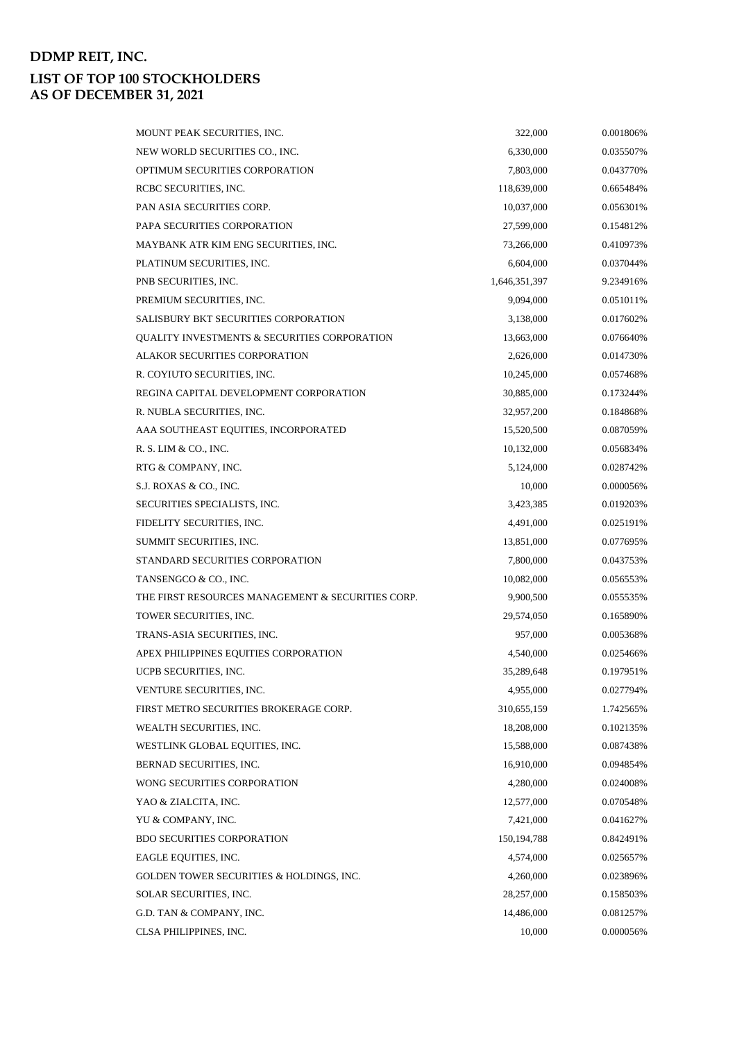# DDMP REIT, INC.

## LIST OF TOP 100 STOCKHOLDERS
## AS OF DECEMBER 31, 2021

| | | |
|---|---|---|
| MOUNT PEAK SECURITIES, INC. | 322,000 | 0.001806% |
| NEW WORLD SECURITIES CO., INC. | 6,330,000 | 0.035507% |
| OPTIMUM SECURITIES CORPORATION | 7,803,000 | 0.043770% |
| RCBC SECURITIES, INC. | 118,639,000 | 0.665484% |
| PAN ASIA SECURITIES CORP. | 10,037,000 | 0.056301% |
| PAPA SECURITIES CORPORATION | 27,599,000 | 0.154812% |
| MAYBANK ATR KIM ENG SECURITIES, INC. | 73,266,000 | 0.410973% |
| PLATINUM SECURITIES, INC. | 6,604,000 | 0.037044% |
| PNB SECURITIES, INC. | 1,646,351,397 | 9.234916% |
| PREMIUM SECURITIES, INC. | 9,094,000 | 0.051011% |
| SALISBURY BKT SECURITIES CORPORATION | 3,138,000 | 0.017602% |
| QUALITY INVESTMENTS & SECURITIES CORPORATION | 13,663,000 | 0.076640% |
| ALAKOR SECURITIES CORPORATION | 2,626,000 | 0.014730% |
| R. COYIUTO SECURITIES, INC. | 10,245,000 | 0.057468% |
| REGINA CAPITAL DEVELOPMENT CORPORATION | 30,885,000 | 0.173244% |
| R. NUBLA SECURITIES, INC. | 32,957,200 | 0.184868% |
| AAA SOUTHEAST EQUITIES, INCORPORATED | 15,520,500 | 0.087059% |
| R. S. LIM & CO., INC. | 10,132,000 | 0.056834% |
| RTG & COMPANY, INC. | 5,124,000 | 0.028742% |
| S.J. ROXAS & CO., INC. | 10,000 | 0.000056% |
| SECURITIES SPECIALISTS, INC. | 3,423,385 | 0.019203% |
| FIDELITY SECURITIES, INC. | 4,491,000 | 0.025191% |
| SUMMIT SECURITIES, INC. | 13,851,000 | 0.077695% |
| STANDARD SECURITIES CORPORATION | 7,800,000 | 0.043753% |
| TANSENGCO & CO., INC. | 10,082,000 | 0.056553% |
| THE FIRST RESOURCES MANAGEMENT & SECURITIES CORP. | 9,900,500 | 0.055535% |
| TOWER SECURITIES, INC. | 29,574,050 | 0.165890% |
| TRANS-ASIA SECURITIES, INC. | 957,000 | 0.005368% |
| APEX PHILIPPINES EQUITIES CORPORATION | 4,540,000 | 0.025466% |
| UCPB SECURITIES, INC. | 35,289,648 | 0.197951% |
| VENTURE SECURITIES, INC. | 4,955,000 | 0.027794% |
| FIRST METRO SECURITIES BROKERAGE CORP. | 310,655,159 | 1.742565% |
| WEALTH SECURITIES, INC. | 18,208,000 | 0.102135% |
| WESTLINK GLOBAL EQUITIES, INC. | 15,588,000 | 0.087438% |
| BERNAD SECURITIES, INC. | 16,910,000 | 0.094854% |
| WONG SECURITIES CORPORATION | 4,280,000 | 0.024008% |
| YAO & ZIALCITA, INC. | 12,577,000 | 0.070548% |
| YU & COMPANY, INC. | 7,421,000 | 0.041627% |
| BDO SECURITIES CORPORATION | 150,194,788 | 0.842491% |
| EAGLE EQUITIES, INC. | 4,574,000 | 0.025657% |
| GOLDEN TOWER SECURITIES & HOLDINGS, INC. | 4,260,000 | 0.023896% |
| SOLAR SECURITIES, INC. | 28,257,000 | 0.158503% |
| G.D. TAN & COMPANY, INC. | 14,486,000 | 0.081257% |
| CLSA PHILIPPINES, INC. | 10,000 | 0.000056% |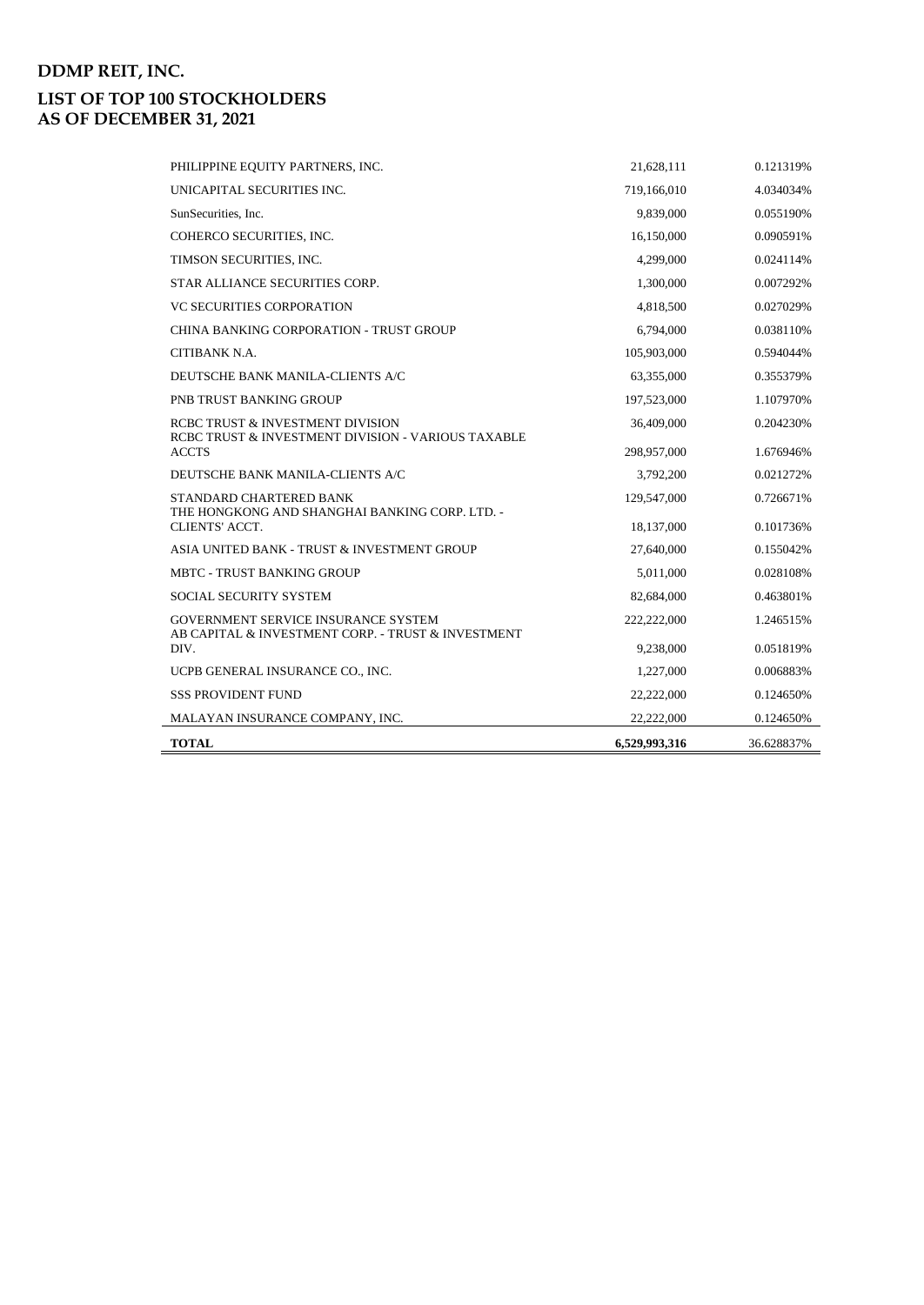# DDMP REIT, INC.

## LIST OF TOP 100 STOCKHOLDERS
## AS OF DECEMBER 31, 2021

| | | |
|---|---|---|
| PHILIPPINE EQUITY PARTNERS, INC. | 21,628,111 | 0.121319% |
| UNICAPITAL SECURITIES INC. | 719,166,010 | 4.034034% |
| SunSecurities, Inc. | 9,839,000 | 0.055190% |
| COHERCO SECURITIES, INC. | 16,150,000 | 0.090591% |
| TIMSON SECURITIES, INC. | 4,299,000 | 0.024114% |
| STAR ALLIANCE SECURITIES CORP. | 1,300,000 | 0.007292% |
| VC SECURITIES CORPORATION | 4,818,500 | 0.027029% |
| CHINA BANKING CORPORATION - TRUST GROUP | 6,794,000 | 0.038110% |
| CITIBANK N.A. | 105,903,000 | 0.594044% |
| DEUTSCHE BANK MANILA-CLIENTS A/C | 63,355,000 | 0.355379% |
| PNB TRUST BANKING GROUP | 197,523,000 | 1.107970% |
| RCBC TRUST & INVESTMENT DIVISION | 36,409,000 | 0.204230% |
| RCBC TRUST & INVESTMENT DIVISION - VARIOUS TAXABLE ACCTS | 298,957,000 | 1.676946% |
| DEUTSCHE BANK MANILA-CLIENTS A/C | 3,792,200 | 0.021272% |
| STANDARD CHARTERED BANK | 129,547,000 | 0.726671% |
| THE HONGKONG AND SHANGHAI BANKING CORP. LTD. - CLIENTS' ACCT. | 18,137,000 | 0.101736% |
| ASIA UNITED BANK - TRUST & INVESTMENT GROUP | 27,640,000 | 0.155042% |
| MBTC - TRUST BANKING GROUP | 5,011,000 | 0.028108% |
| SOCIAL SECURITY SYSTEM | 82,684,000 | 0.463801% |
| GOVERNMENT SERVICE INSURANCE SYSTEM | 222,222,000 | 1.246515% |
| AB CAPITAL & INVESTMENT CORP. - TRUST & INVESTMENT DIV. | 9,238,000 | 0.051819% |
| UCPB GENERAL INSURANCE CO., INC. | 1,227,000 | 0.006883% |
| SSS PROVIDENT FUND | 22,222,000 | 0.124650% |
| MALAYAN INSURANCE COMPANY, INC. | 22,222,000 | 0.124650% |
| **TOTAL** | **6,529,993,316** | 36.628837% |